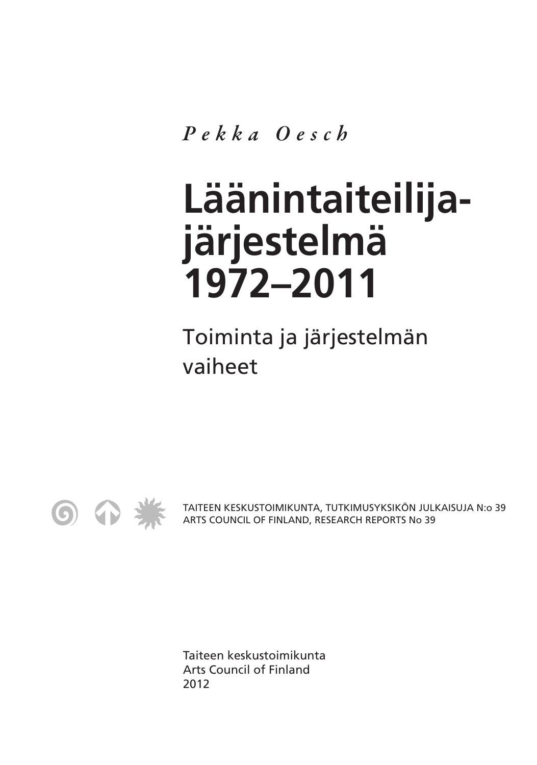*Pekka Oesch*

# Läänintaiteilija­järjestelmä 1972–2011

## Toiminta ja järjestelmän vaiheet

TAITEEN KESKUSTOIMIKUNTA, TUTKIMUSYKSIKÖN JULKAISUJA N:o 39
ARTS COUNCIL OF FINLAND, RESEARCH REPORTS No 39

Taiteen keskustoimikunta
Arts Council of Finland
2012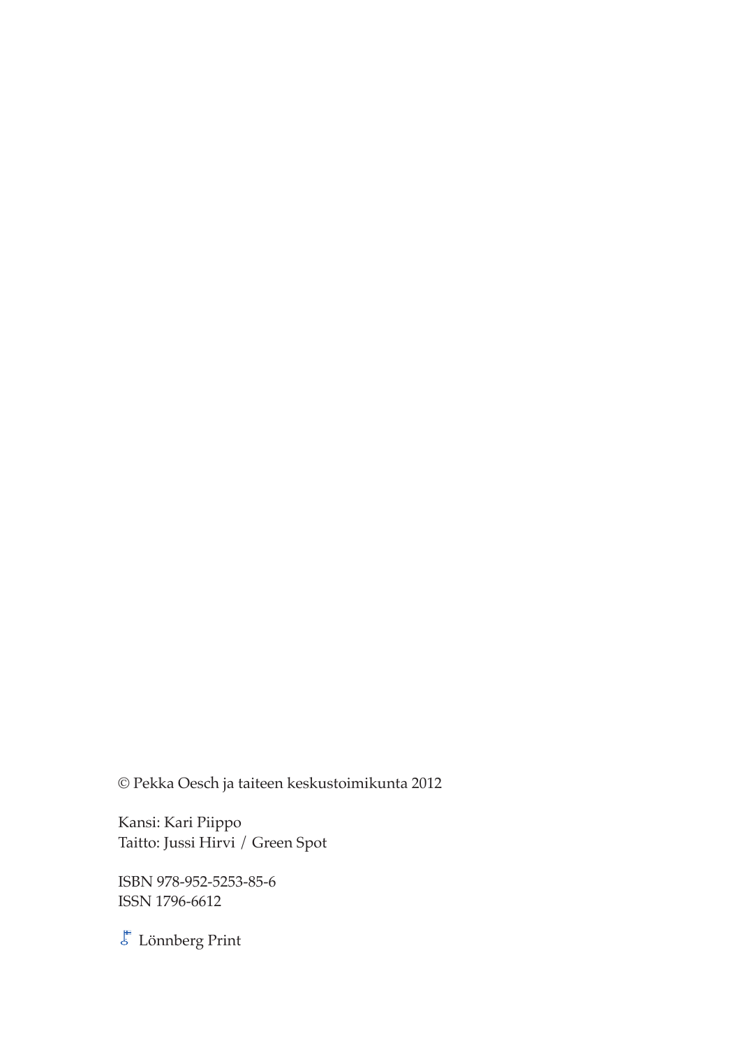© Pekka Oesch ja taiteen keskustoimikunta 2012

Kansi: Kari Piippo
Taitto: Jussi Hirvi / Green Spot

ISBN 978-952-5253-85-6
ISSN 1796-6612

Lönnberg Print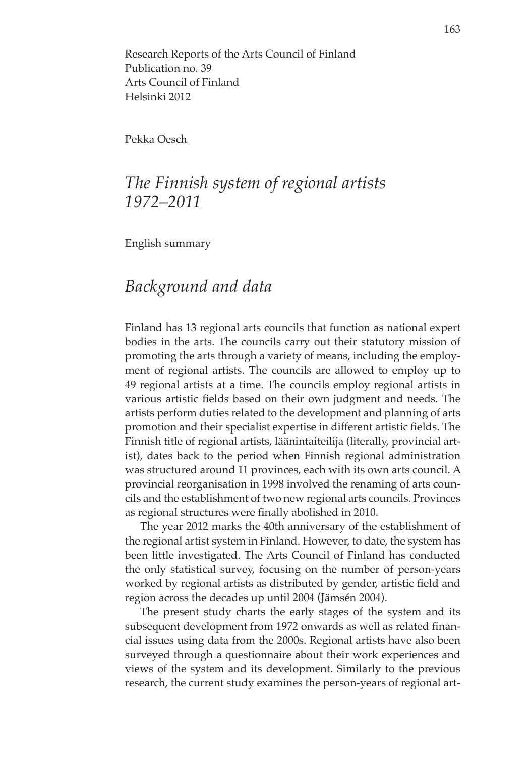Research Reports of the Arts Council of Finland
Publication no. 39
Arts Council of Finland
Helsinki 2012

Pekka Oesch

# *The Finnish system of regional artists 1972–2011*

English summary

## *Background and data*

Finland has 13 regional arts councils that function as national expert bodies in the arts. The councils carry out their statutory mission of promoting the arts through a variety of means, including the employment of regional artists. The councils are allowed to employ up to 49 regional artists at a time. The councils employ regional artists in various artistic fields based on their own judgment and needs. The artists perform duties related to the development and planning of arts promotion and their specialist expertise in different artistic fields. The Finnish title of regional artists, läänintaiteilija (literally, provincial artist), dates back to the period when Finnish regional administration was structured around 11 provinces, each with its own arts council. A provincial reorganisation in 1998 involved the renaming of arts councils and the establishment of two new regional arts councils. Provinces as regional structures were finally abolished in 2010.

The year 2012 marks the 40th anniversary of the establishment of the regional artist system in Finland. However, to date, the system has been little investigated. The Arts Council of Finland has conducted the only statistical survey, focusing on the number of person-years worked by regional artists as distributed by gender, artistic field and region across the decades up until 2004 (Jämsén 2004).

The present study charts the early stages of the system and its subsequent development from 1972 onwards as well as related financial issues using data from the 2000s. Regional artists have also been surveyed through a questionnaire about their work experiences and views of the system and its development. Similarly to the previous research, the current study examines the person-years of regional art-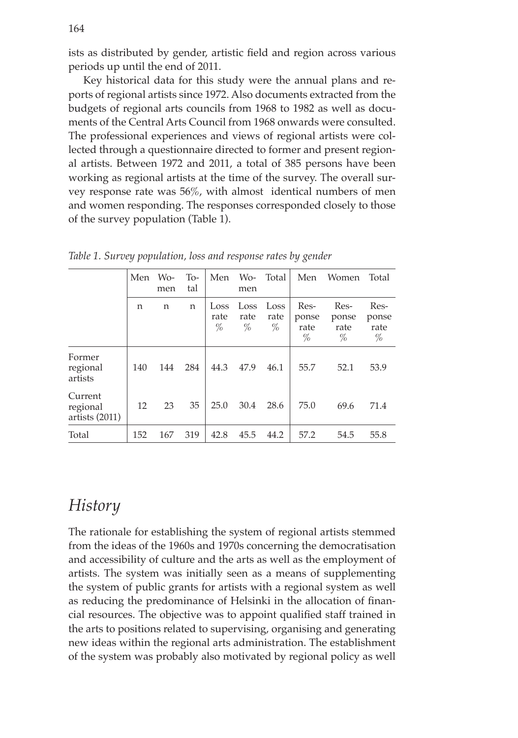ists as distributed by gender, artistic field and region across various periods up until the end of 2011.

Key historical data for this study were the annual plans and reports of regional artists since 1972. Also documents extracted from the budgets of regional arts councils from 1968 to 1982 as well as documents of the Central Arts Council from 1968 onwards were consulted. The professional experiences and views of regional artists were collected through a questionnaire directed to former and present regional artists. Between 1972 and 2011, a total of 385 persons have been working as regional artists at the time of the survey. The overall survey response rate was 56%, with almost identical numbers of men and women responding. The responses corresponded closely to those of the survey population (Table 1).

*Table 1. Survey population, loss and response rates by gender*

| | Men | Women | Total | Men | Women | Total | Men | Women | Total |
|---|---|---|---|---|---|---|---|---|---|
| | n | n | n | Loss rate % | Loss rate % | Loss rate % | Response rate % | Response rate % | Response rate % |
| Former regional artists | 140 | 144 | 284 | 44.3 | 47.9 | 46.1 | 55.7 | 52.1 | 53.9 |
| Current regional artists (2011) | 12 | 23 | 35 | 25.0 | 30.4 | 28.6 | 75.0 | 69.6 | 71.4 |
| Total | 152 | 167 | 319 | 42.8 | 45.5 | 44.2 | 57.2 | 54.5 | 55.8 |

## *History*

The rationale for establishing the system of regional artists stemmed from the ideas of the 1960s and 1970s concerning the democratisation and accessibility of culture and the arts as well as the employment of artists. The system was initially seen as a means of supplementing the system of public grants for artists with a regional system as well as reducing the predominance of Helsinki in the allocation of financial resources. The objective was to appoint qualified staff trained in the arts to positions related to supervising, organising and generating new ideas within the regional arts administration. The establishment of the system was probably also motivated by regional policy as well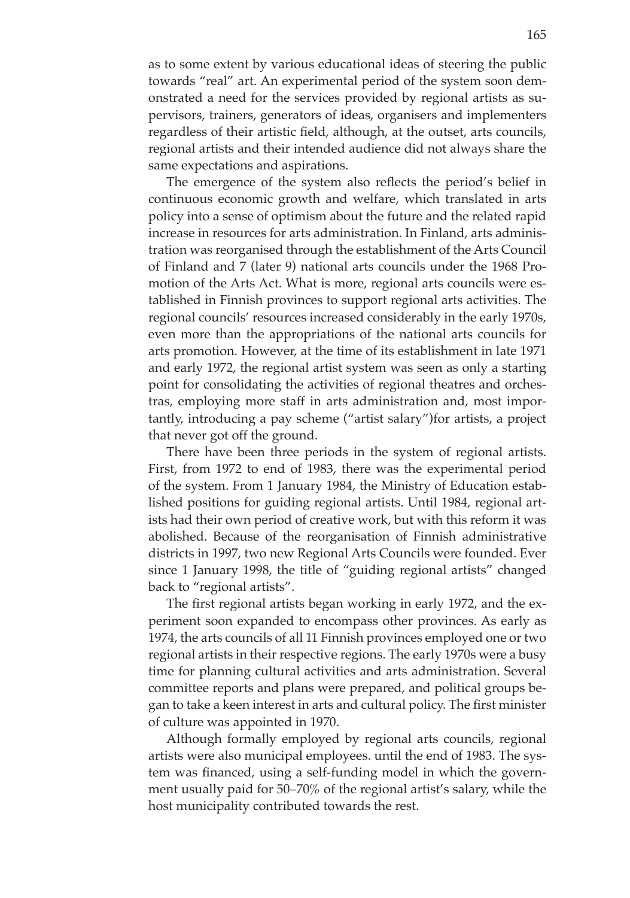as to some extent by various educational ideas of steering the public towards "real" art. An experimental period of the system soon demonstrated a need for the services provided by regional artists as supervisors, trainers, generators of ideas, organisers and implementers regardless of their artistic field, although, at the outset, arts councils, regional artists and their intended audience did not always share the same expectations and aspirations.

The emergence of the system also reflects the period's belief in continuous economic growth and welfare, which translated in arts policy into a sense of optimism about the future and the related rapid increase in resources for arts administration. In Finland, arts administration was reorganised through the establishment of the Arts Council of Finland and 7 (later 9) national arts councils under the 1968 Promotion of the Arts Act. What is more, regional arts councils were established in Finnish provinces to support regional arts activities. The regional councils' resources increased considerably in the early 1970s, even more than the appropriations of the national arts councils for arts promotion. However, at the time of its establishment in late 1971 and early 1972, the regional artist system was seen as only a starting point for consolidating the activities of regional theatres and orchestras, employing more staff in arts administration and, most importantly, introducing a pay scheme ("artist salary")for artists, a project that never got off the ground.

There have been three periods in the system of regional artists. First, from 1972 to end of 1983, there was the experimental period of the system. From 1 January 1984, the Ministry of Education established positions for guiding regional artists. Until 1984, regional artists had their own period of creative work, but with this reform it was abolished. Because of the reorganisation of Finnish administrative districts in 1997, two new Regional Arts Councils were founded. Ever since 1 January 1998, the title of "guiding regional artists" changed back to "regional artists".

The first regional artists began working in early 1972, and the experiment soon expanded to encompass other provinces. As early as 1974, the arts councils of all 11 Finnish provinces employed one or two regional artists in their respective regions. The early 1970s were a busy time for planning cultural activities and arts administration. Several committee reports and plans were prepared, and political groups began to take a keen interest in arts and cultural policy. The first minister of culture was appointed in 1970.

Although formally employed by regional arts councils, regional artists were also municipal employees. until the end of 1983. The system was financed, using a self-funding model in which the government usually paid for 50–70% of the regional artist's salary, while the host municipality contributed towards the rest.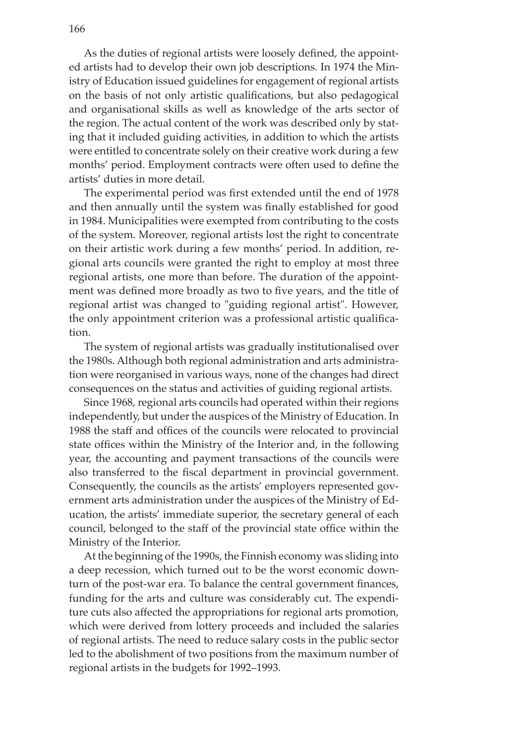As the duties of regional artists were loosely defined, the appointed artists had to develop their own job descriptions. In 1974 the Ministry of Education issued guidelines for engagement of regional artists on the basis of not only artistic qualifications, but also pedagogical and organisational skills as well as knowledge of the arts sector of the region. The actual content of the work was described only by stating that it included guiding activities, in addition to which the artists were entitled to concentrate solely on their creative work during a few months' period. Employment contracts were often used to define the artists' duties in more detail.

The experimental period was first extended until the end of 1978 and then annually until the system was finally established for good in 1984. Municipalities were exempted from contributing to the costs of the system. Moreover, regional artists lost the right to concentrate on their artistic work during a few months' period. In addition, regional arts councils were granted the right to employ at most three regional artists, one more than before. The duration of the appointment was defined more broadly as two to five years, and the title of regional artist was changed to "guiding regional artist". However, the only appointment criterion was a professional artistic qualification.

The system of regional artists was gradually institutionalised over the 1980s. Although both regional administration and arts administration were reorganised in various ways, none of the changes had direct consequences on the status and activities of guiding regional artists.

Since 1968, regional arts councils had operated within their regions independently, but under the auspices of the Ministry of Education. In 1988 the staff and offices of the councils were relocated to provincial state offices within the Ministry of the Interior and, in the following year, the accounting and payment transactions of the councils were also transferred to the fiscal department in provincial government. Consequently, the councils as the artists' employers represented government arts administration under the auspices of the Ministry of Education, the artists' immediate superior, the secretary general of each council, belonged to the staff of the provincial state office within the Ministry of the Interior.

At the beginning of the 1990s, the Finnish economy was sliding into a deep recession, which turned out to be the worst economic downturn of the post-war era. To balance the central government finances, funding for the arts and culture was considerably cut. The expenditure cuts also affected the appropriations for regional arts promotion, which were derived from lottery proceeds and included the salaries of regional artists. The need to reduce salary costs in the public sector led to the abolishment of two positions from the maximum number of regional artists in the budgets for 1992–1993.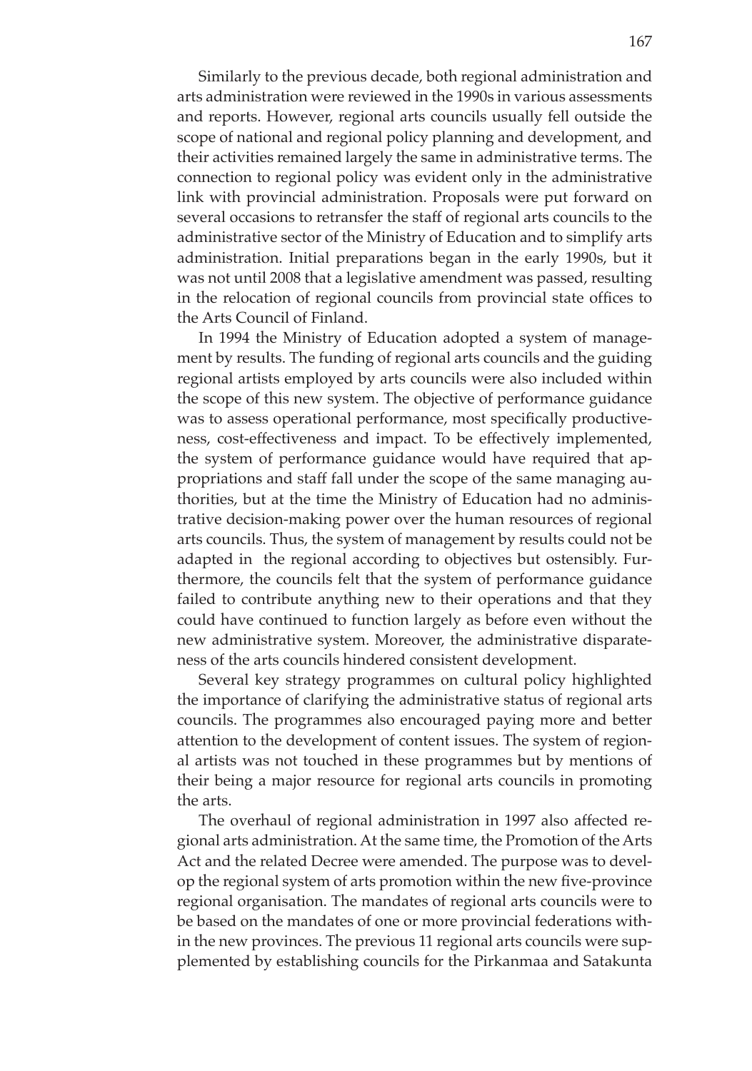Similarly to the previous decade, both regional administration and arts administration were reviewed in the 1990s in various assessments and reports. However, regional arts councils usually fell outside the scope of national and regional policy planning and development, and their activities remained largely the same in administrative terms. The connection to regional policy was evident only in the administrative link with provincial administration. Proposals were put forward on several occasions to retransfer the staff of regional arts councils to the administrative sector of the Ministry of Education and to simplify arts administration. Initial preparations began in the early 1990s, but it was not until 2008 that a legislative amendment was passed, resulting in the relocation of regional councils from provincial state offices to the Arts Council of Finland.

In 1994 the Ministry of Education adopted a system of management by results. The funding of regional arts councils and the guiding regional artists employed by arts councils were also included within the scope of this new system. The objective of performance guidance was to assess operational performance, most specifically productiveness, cost-effectiveness and impact. To be effectively implemented, the system of performance guidance would have required that appropriations and staff fall under the scope of the same managing authorities, but at the time the Ministry of Education had no administrative decision-making power over the human resources of regional arts councils. Thus, the system of management by results could not be adapted in the regional according to objectives but ostensibly. Furthermore, the councils felt that the system of performance guidance failed to contribute anything new to their operations and that they could have continued to function largely as before even without the new administrative system. Moreover, the administrative disparateness of the arts councils hindered consistent development.

Several key strategy programmes on cultural policy highlighted the importance of clarifying the administrative status of regional arts councils. The programmes also encouraged paying more and better attention to the development of content issues. The system of regional artists was not touched in these programmes but by mentions of their being a major resource for regional arts councils in promoting the arts.

The overhaul of regional administration in 1997 also affected regional arts administration. At the same time, the Promotion of the Arts Act and the related Decree were amended. The purpose was to develop the regional system of arts promotion within the new five-province regional organisation. The mandates of regional arts councils were to be based on the mandates of one or more provincial federations within the new provinces. The previous 11 regional arts councils were supplemented by establishing councils for the Pirkanmaa and Satakunta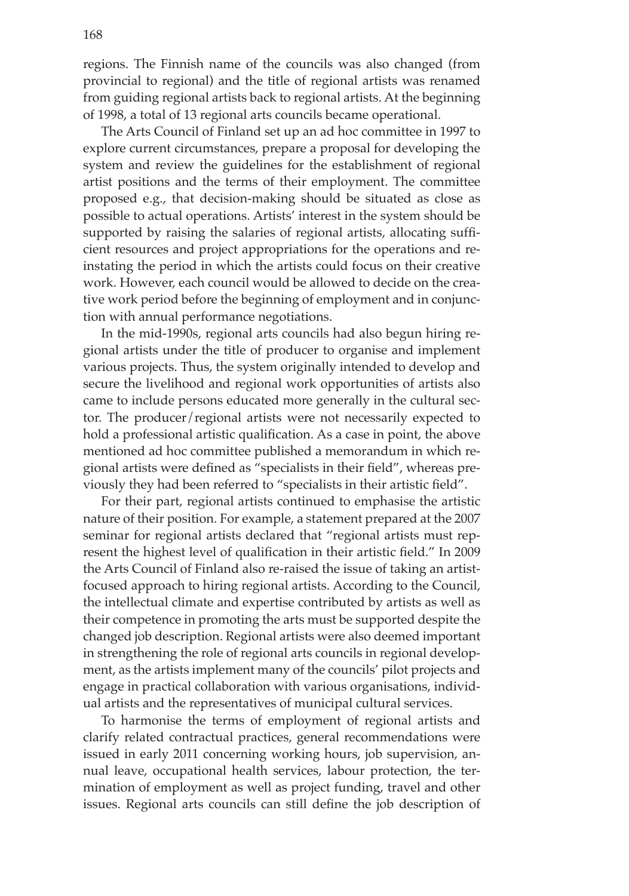regions. The Finnish name of the councils was also changed (from provincial to regional) and the title of regional artists was renamed from guiding regional artists back to regional artists. At the beginning of 1998, a total of 13 regional arts councils became operational.

The Arts Council of Finland set up an ad hoc committee in 1997 to explore current circumstances, prepare a proposal for developing the system and review the guidelines for the establishment of regional artist positions and the terms of their employment. The committee proposed e.g., that decision-making should be situated as close as possible to actual operations. Artists' interest in the system should be supported by raising the salaries of regional artists, allocating sufficient resources and project appropriations for the operations and reinstating the period in which the artists could focus on their creative work. However, each council would be allowed to decide on the creative work period before the beginning of employment and in conjunction with annual performance negotiations.

In the mid-1990s, regional arts councils had also begun hiring regional artists under the title of producer to organise and implement various projects. Thus, the system originally intended to develop and secure the livelihood and regional work opportunities of artists also came to include persons educated more generally in the cultural sector. The producer/regional artists were not necessarily expected to hold a professional artistic qualification. As a case in point, the above mentioned ad hoc committee published a memorandum in which regional artists were defined as "specialists in their field", whereas previously they had been referred to "specialists in their artistic field".

For their part, regional artists continued to emphasise the artistic nature of their position. For example, a statement prepared at the 2007 seminar for regional artists declared that "regional artists must represent the highest level of qualification in their artistic field." In 2009 the Arts Council of Finland also re-raised the issue of taking an artist-focused approach to hiring regional artists. According to the Council, the intellectual climate and expertise contributed by artists as well as their competence in promoting the arts must be supported despite the changed job description. Regional artists were also deemed important in strengthening the role of regional arts councils in regional development, as the artists implement many of the councils' pilot projects and engage in practical collaboration with various organisations, individual artists and the representatives of municipal cultural services.

To harmonise the terms of employment of regional artists and clarify related contractual practices, general recommendations were issued in early 2011 concerning working hours, job supervision, annual leave, occupational health services, labour protection, the termination of employment as well as project funding, travel and other issues. Regional arts councils can still define the job description of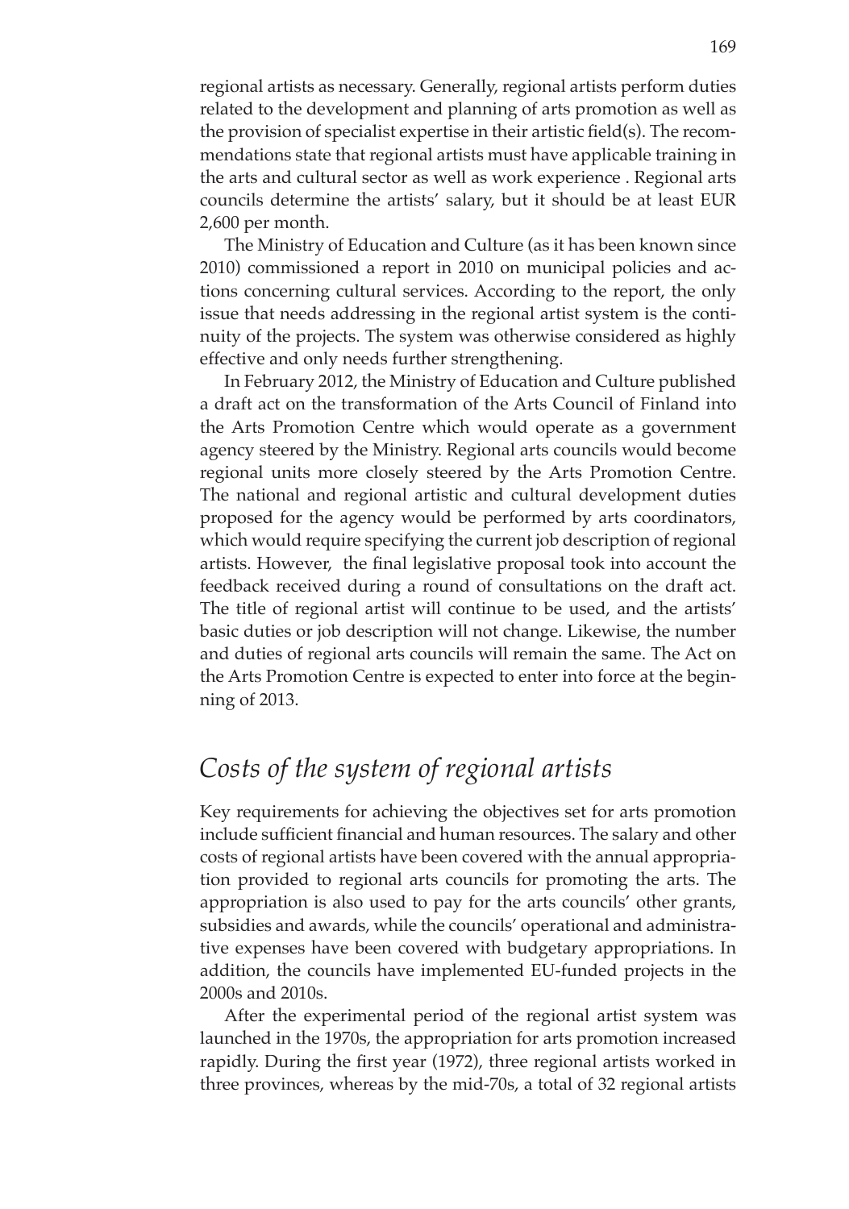regional artists as necessary. Generally, regional artists perform duties related to the development and planning of arts promotion as well as the provision of specialist expertise in their artistic field(s). The recommendations state that regional artists must have applicable training in the arts and cultural sector as well as work experience . Regional arts councils determine the artists' salary, but it should be at least EUR 2,600 per month.

The Ministry of Education and Culture (as it has been known since 2010) commissioned a report in 2010 on municipal policies and actions concerning cultural services. According to the report, the only issue that needs addressing in the regional artist system is the continuity of the projects. The system was otherwise considered as highly effective and only needs further strengthening.

In February 2012, the Ministry of Education and Culture published a draft act on the transformation of the Arts Council of Finland into the Arts Promotion Centre which would operate as a government agency steered by the Ministry. Regional arts councils would become regional units more closely steered by the Arts Promotion Centre. The national and regional artistic and cultural development duties proposed for the agency would be performed by arts coordinators, which would require specifying the current job description of regional artists. However, the final legislative proposal took into account the feedback received during a round of consultations on the draft act. The title of regional artist will continue to be used, and the artists' basic duties or job description will not change. Likewise, the number and duties of regional arts councils will remain the same. The Act on the Arts Promotion Centre is expected to enter into force at the beginning of 2013.

## *Costs of the system of regional artists*

Key requirements for achieving the objectives set for arts promotion include sufficient financial and human resources. The salary and other costs of regional artists have been covered with the annual appropriation provided to regional arts councils for promoting the arts. The appropriation is also used to pay for the arts councils' other grants, subsidies and awards, while the councils' operational and administrative expenses have been covered with budgetary appropriations. In addition, the councils have implemented EU-funded projects in the 2000s and 2010s.

After the experimental period of the regional artist system was launched in the 1970s, the appropriation for arts promotion increased rapidly. During the first year (1972), three regional artists worked in three provinces, whereas by the mid-70s, a total of 32 regional artists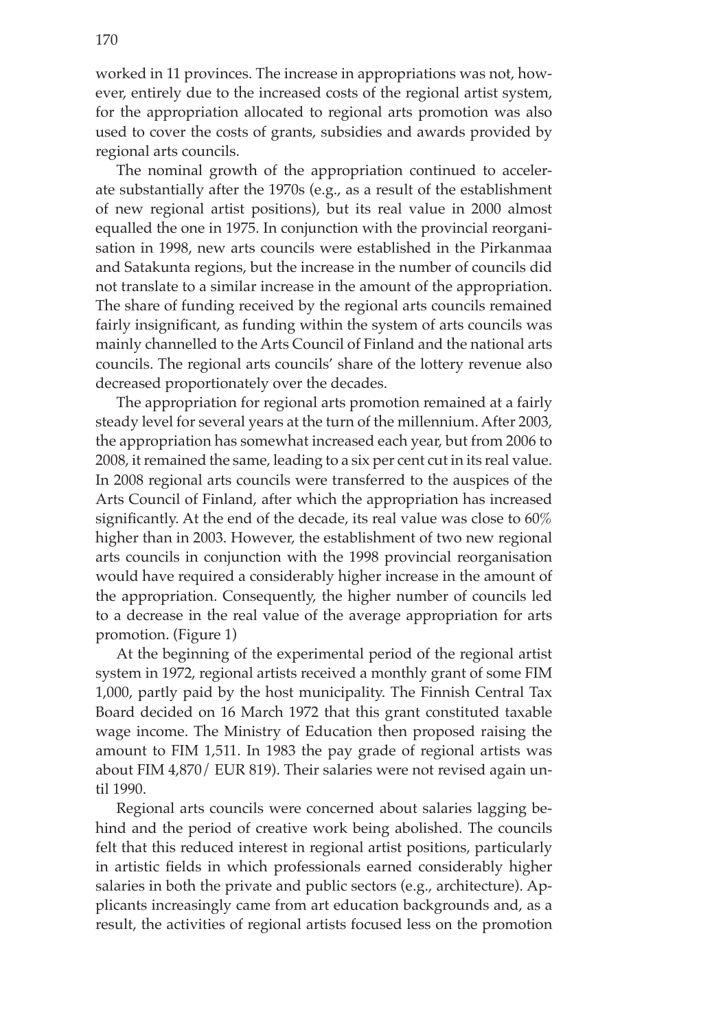worked in 11 provinces. The increase in appropriations was not, however, entirely due to the increased costs of the regional artist system, for the appropriation allocated to regional arts promotion was also used to cover the costs of grants, subsidies and awards provided by regional arts councils.

The nominal growth of the appropriation continued to accelerate substantially after the 1970s (e.g., as a result of the establishment of new regional artist positions), but its real value in 2000 almost equalled the one in 1975. In conjunction with the provincial reorganisation in 1998, new arts councils were established in the Pirkanmaa and Satakunta regions, but the increase in the number of councils did not translate to a similar increase in the amount of the appropriation. The share of funding received by the regional arts councils remained fairly insignificant, as funding within the system of arts councils was mainly channelled to the Arts Council of Finland and the national arts councils. The regional arts councils' share of the lottery revenue also decreased proportionately over the decades.

The appropriation for regional arts promotion remained at a fairly steady level for several years at the turn of the millennium. After 2003, the appropriation has somewhat increased each year, but from 2006 to 2008, it remained the same, leading to a six per cent cut in its real value. In 2008 regional arts councils were transferred to the auspices of the Arts Council of Finland, after which the appropriation has increased significantly. At the end of the decade, its real value was close to 60% higher than in 2003. However, the establishment of two new regional arts councils in conjunction with the 1998 provincial reorganisation would have required a considerably higher increase in the amount of the appropriation. Consequently, the higher number of councils led to a decrease in the real value of the average appropriation for arts promotion. (Figure 1)

At the beginning of the experimental period of the regional artist system in 1972, regional artists received a monthly grant of some FIM 1,000, partly paid by the host municipality. The Finnish Central Tax Board decided on 16 March 1972 that this grant constituted taxable wage income. The Ministry of Education then proposed raising the amount to FIM 1,511. In 1983 the pay grade of regional artists was about FIM 4,870/ EUR 819). Their salaries were not revised again until 1990.

Regional arts councils were concerned about salaries lagging behind and the period of creative work being abolished. The councils felt that this reduced interest in regional artist positions, particularly in artistic fields in which professionals earned considerably higher salaries in both the private and public sectors (e.g., architecture). Applicants increasingly came from art education backgrounds and, as a result, the activities of regional artists focused less on the promotion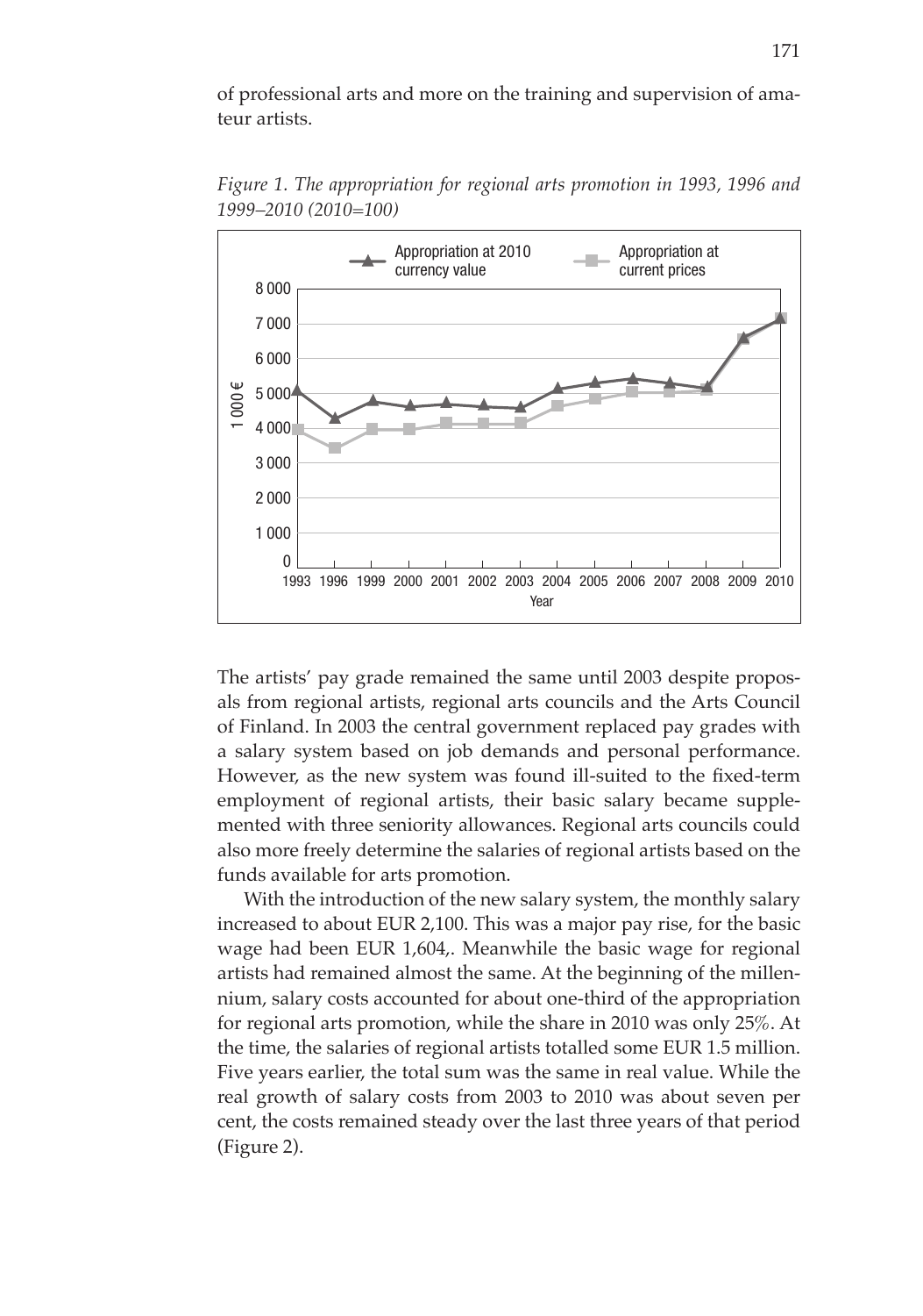of professional arts and more on the training and supervision of amateur artists.

*Figure 1. The appropriation for regional arts promotion in 1993, 1996 and 1999–2010 (2010=100)*

The artists' pay grade remained the same until 2003 despite proposals from regional artists, regional arts councils and the Arts Council of Finland. In 2003 the central government replaced pay grades with a salary system based on job demands and personal performance. However, as the new system was found ill-suited to the fixed-term employment of regional artists, their basic salary became supplemented with three seniority allowances. Regional arts councils could also more freely determine the salaries of regional artists based on the funds available for arts promotion.

With the introduction of the new salary system, the monthly salary increased to about EUR 2,100. This was a major pay rise, for the basic wage had been EUR 1,604,. Meanwhile the basic wage for regional artists had remained almost the same. At the beginning of the millennium, salary costs accounted for about one-third of the appropriation for regional arts promotion, while the share in 2010 was only 25%. At the time, the salaries of regional artists totalled some EUR 1.5 million. Five years earlier, the total sum was the same in real value. While the real growth of salary costs from 2003 to 2010 was about seven per cent, the costs remained steady over the last three years of that period (Figure 2).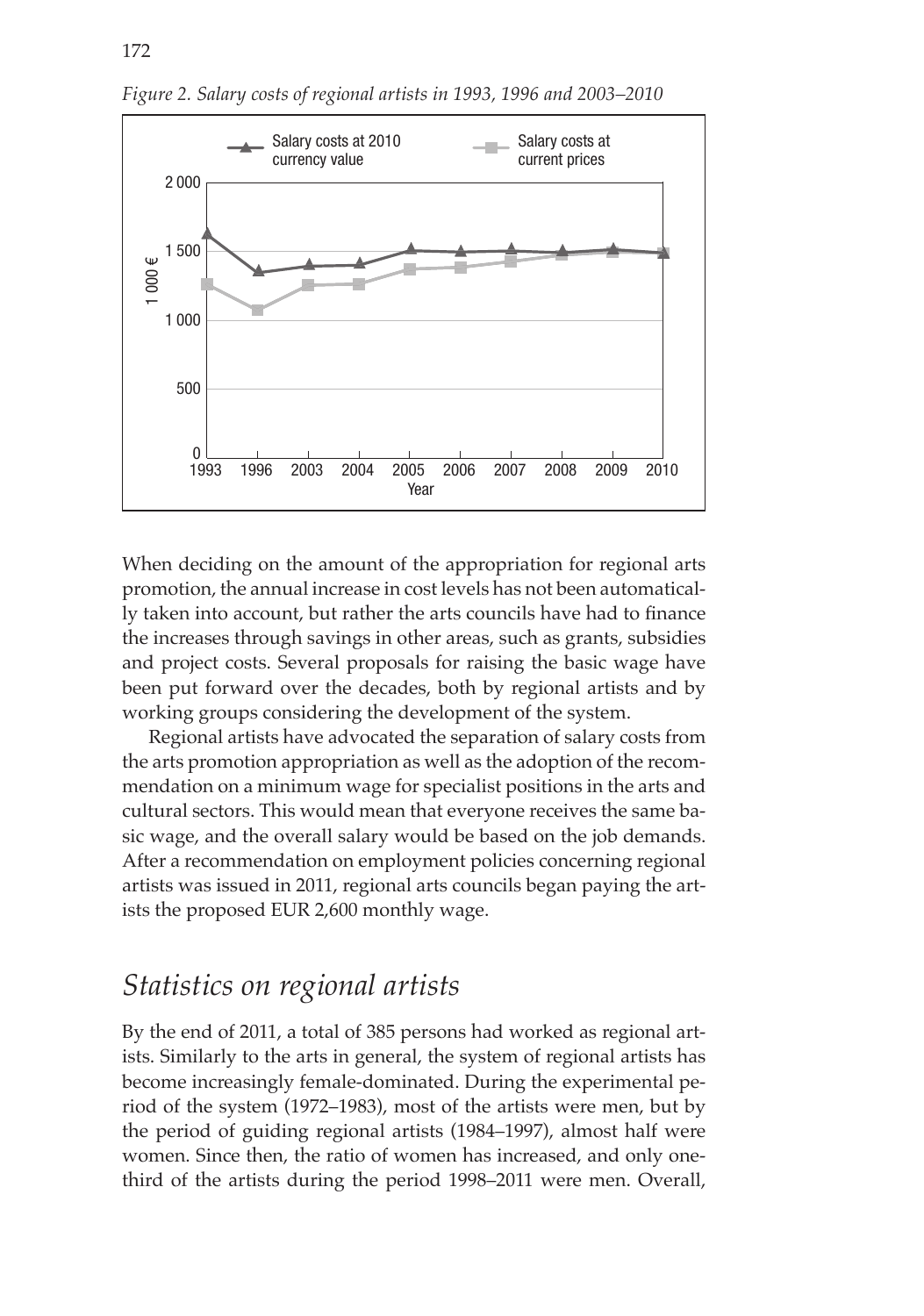*Figure 2. Salary costs of regional artists in 1993, 1996 and 2003–2010*

When deciding on the amount of the appropriation for regional arts promotion, the annual increase in cost levels has not been automatically taken into account, but rather the arts councils have had to finance the increases through savings in other areas, such as grants, subsidies and project costs. Several proposals for raising the basic wage have been put forward over the decades, both by regional artists and by working groups considering the development of the system.

Regional artists have advocated the separation of salary costs from the arts promotion appropriation as well as the adoption of the recommendation on a minimum wage for specialist positions in the arts and cultural sectors. This would mean that everyone receives the same basic wage, and the overall salary would be based on the job demands. After a recommendation on employment policies concerning regional artists was issued in 2011, regional arts councils began paying the artists the proposed EUR 2,600 monthly wage.

## *Statistics on regional artists*

By the end of 2011, a total of 385 persons had worked as regional artists. Similarly to the arts in general, the system of regional artists has become increasingly female-dominated. During the experimental period of the system (1972–1983), most of the artists were men, but by the period of guiding regional artists (1984–1997), almost half were women. Since then, the ratio of women has increased, and only one-third of the artists during the period 1998–2011 were men. Overall,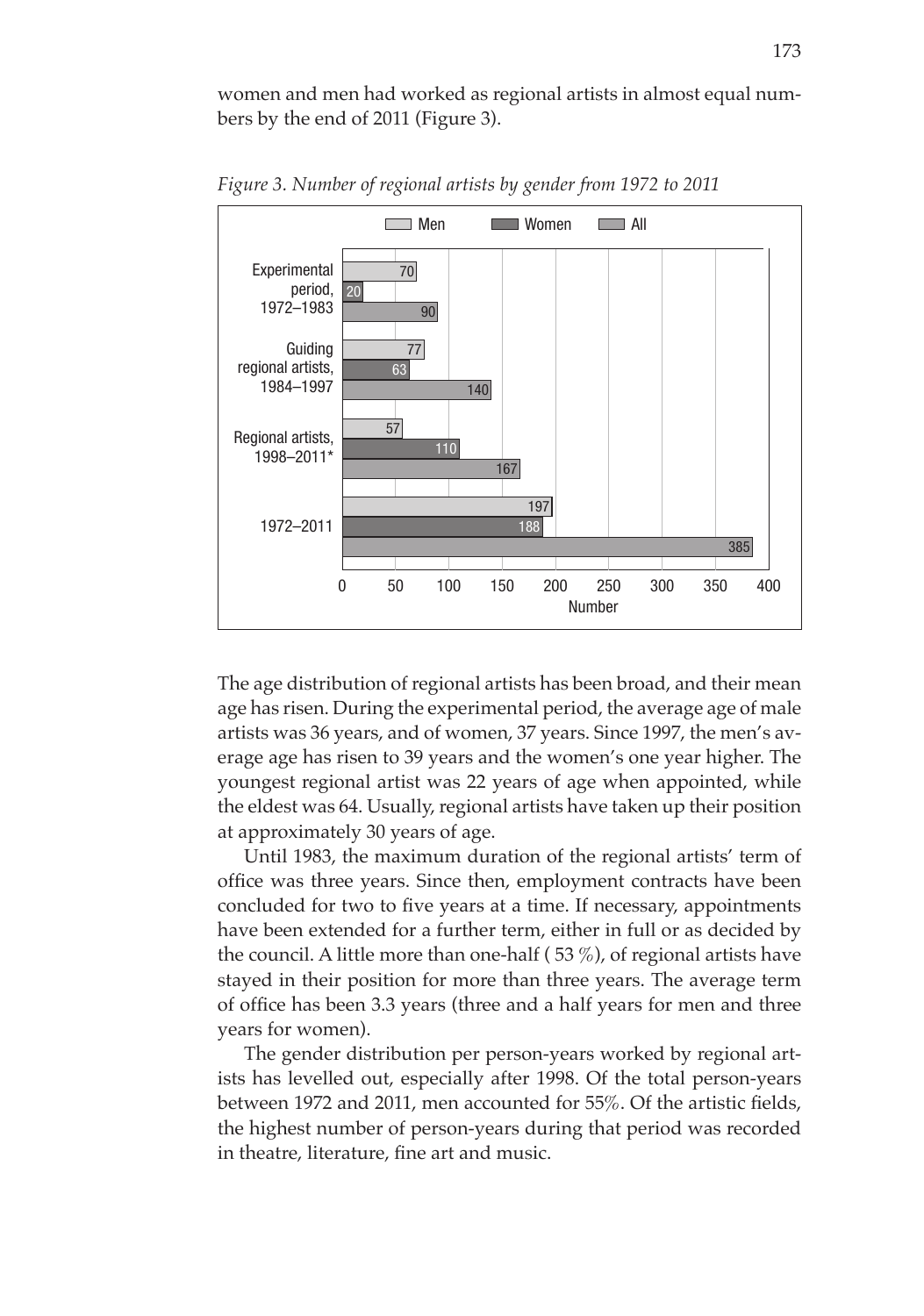women and men had worked as regional artists in almost equal numbers by the end of 2011 (Figure 3).

*Figure 3. Number of regional artists by gender from 1972 to 2011*

| | Men | Women | All |
|---|---|---|---|
| Experimental period, 1972–1983 | 70 | 20 | 90 |
| Guiding regional artists, 1984–1997 | 77 | 63 | 140 |
| Regional artists, 1998–2011* | 57 | 110 | 167 |
| 1972–2011 | 197 | 188 | 385 |

The age distribution of regional artists has been broad, and their mean age has risen. During the experimental period, the average age of male artists was 36 years, and of women, 37 years. Since 1997, the men's average age has risen to 39 years and the women's one year higher. The youngest regional artist was 22 years of age when appointed, while the eldest was 64. Usually, regional artists have taken up their position at approximately 30 years of age.

Until 1983, the maximum duration of the regional artists' term of office was three years. Since then, employment contracts have been concluded for two to five years at a time. If necessary, appointments have been extended for a further term, either in full or as decided by the council. A little more than one-half ( 53 %), of regional artists have stayed in their position for more than three years. The average term of office has been 3.3 years (three and a half years for men and three years for women).

The gender distribution per person-years worked by regional artists has levelled out, especially after 1998. Of the total person-years between 1972 and 2011, men accounted for 55%. Of the artistic fields, the highest number of person-years during that period was recorded in theatre, literature, fine art and music.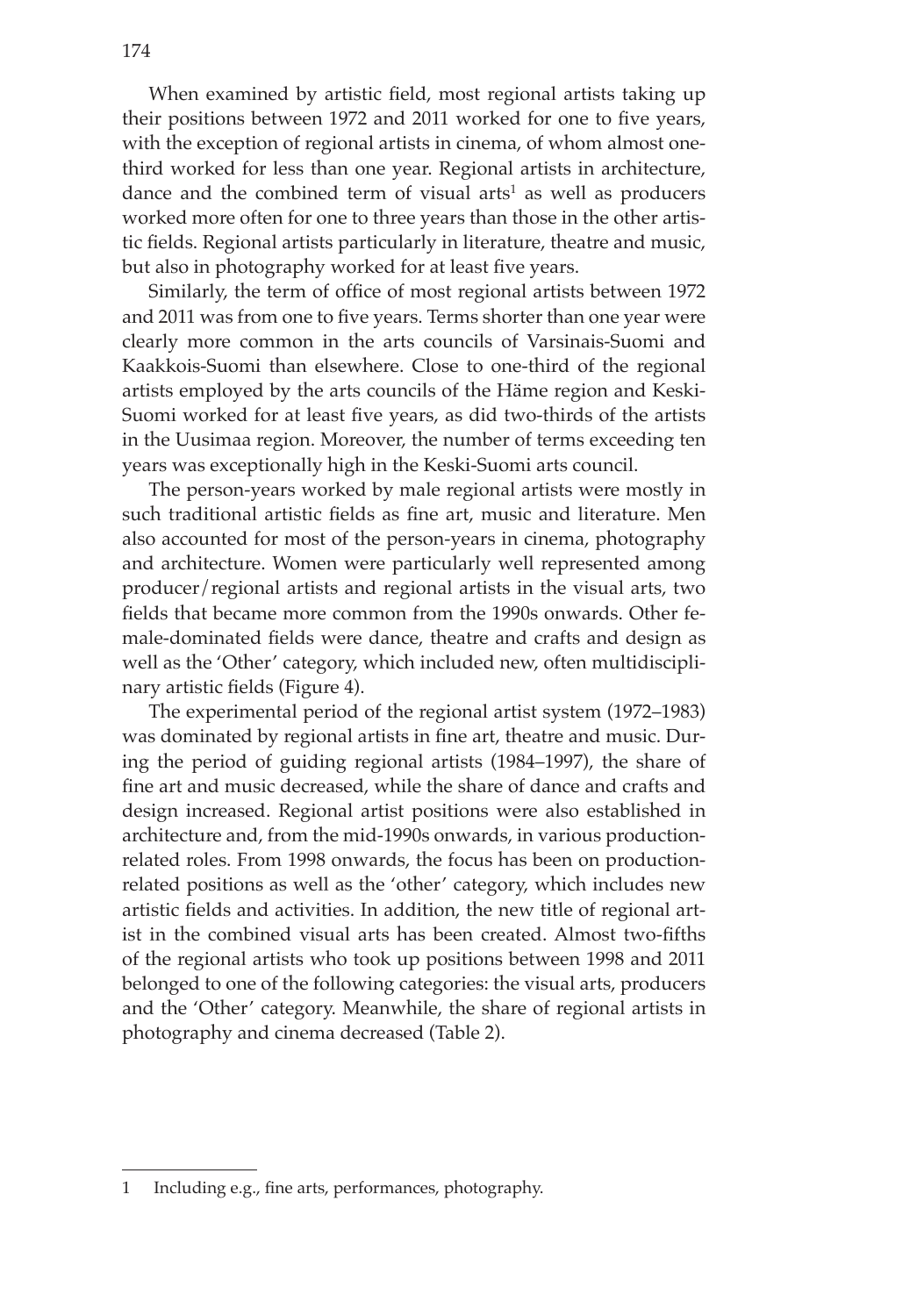When examined by artistic field, most regional artists taking up their positions between 1972 and 2011 worked for one to five years, with the exception of regional artists in cinema, of whom almost one-third worked for less than one year. Regional artists in architecture, dance and the combined term of visual arts[1] as well as producers worked more often for one to three years than those in the other artistic fields. Regional artists particularly in literature, theatre and music, but also in photography worked for at least five years.

Similarly, the term of office of most regional artists between 1972 and 2011 was from one to five years. Terms shorter than one year were clearly more common in the arts councils of Varsinais-Suomi and Kaakkois-Suomi than elsewhere. Close to one-third of the regional artists employed by the arts councils of the Häme region and Keski-Suomi worked for at least five years, as did two-thirds of the artists in the Uusimaa region. Moreover, the number of terms exceeding ten years was exceptionally high in the Keski-Suomi arts council.

The person-years worked by male regional artists were mostly in such traditional artistic fields as fine art, music and literature. Men also accounted for most of the person-years in cinema, photography and architecture. Women were particularly well represented among producer/regional artists and regional artists in the visual arts, two fields that became more common from the 1990s onwards. Other female-dominated fields were dance, theatre and crafts and design as well as the 'Other' category, which included new, often multidisciplinary artistic fields (Figure 4).

The experimental period of the regional artist system (1972–1983) was dominated by regional artists in fine art, theatre and music. During the period of guiding regional artists (1984–1997), the share of fine art and music decreased, while the share of dance and crafts and design increased. Regional artist positions were also established in architecture and, from the mid-1990s onwards, in various production-related roles. From 1998 onwards, the focus has been on production-related positions as well as the 'other' category, which includes new artistic fields and activities. In addition, the new title of regional artist in the combined visual arts has been created. Almost two-fifths of the regional artists who took up positions between 1998 and 2011 belonged to one of the following categories: the visual arts, producers and the 'Other' category. Meanwhile, the share of regional artists in photography and cinema decreased (Table 2).

---

1 Including e.g., fine arts, performances, photography.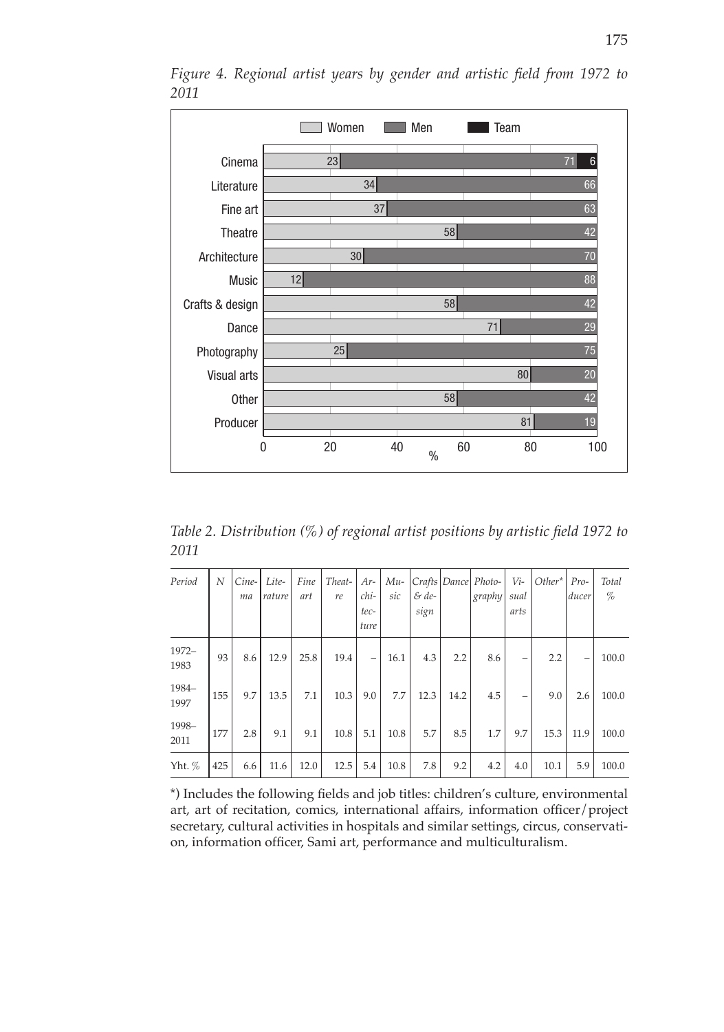*Figure 4. Regional artist years by gender and artistic field from 1972 to 2011*

| Field | Women | Men | Team |
|---|---|---|---|
| Cinema | 23 | 71 | 6 |
| Literature | 34 | 66 | |
| Fine art | 37 | 63 | |
| Theatre | 58 | 42 | |
| Architecture | 30 | 70 | |
| Music | 12 | 88 | |
| Crafts & design | 58 | 42 | |
| Dance | 71 | 29 | |
| Photography | 25 | 75 | |
| Visual arts | 80 | 20 | |
| Other | 58 | 42 | |
| Producer | 81 | 19 | |

*Table 2. Distribution (%) of regional artist positions by artistic field 1972 to 2011*

| Period | N | Cinema | Literature | Fine art | Theatre | Architecture | Music | Crafts & design | Dance | Photography | Visual arts | Other* | Producer | Total % |
|---|---|---|---|---|---|---|---|---|---|---|---|---|---|---|
| 1972–1983 | 93 | 8.6 | 12.9 | 25.8 | 19.4 | – | 16.1 | 4.3 | 2.2 | 8.6 | – | 2.2 | – | 100.0 |
| 1984–1997 | 155 | 9.7 | 13.5 | 7.1 | 10.3 | 9.0 | 7.7 | 12.3 | 14.2 | 4.5 | – | 9.0 | 2.6 | 100.0 |
| 1998–2011 | 177 | 2.8 | 9.1 | 9.1 | 10.8 | 5.1 | 10.8 | 5.7 | 8.5 | 1.7 | 9.7 | 15.3 | 11.9 | 100.0 |
| Yht. % | 425 | 6.6 | 11.6 | 12.0 | 12.5 | 5.4 | 10.8 | 7.8 | 9.2 | 4.2 | 4.0 | 10.1 | 5.9 | 100.0 |

*) Includes the following fields and job titles: children's culture, environmental art, art of recitation, comics, international affairs, information officer/project secretary, cultural activities in hospitals and similar settings, circus, conservation, information officer, Sami art, performance and multiculturalism.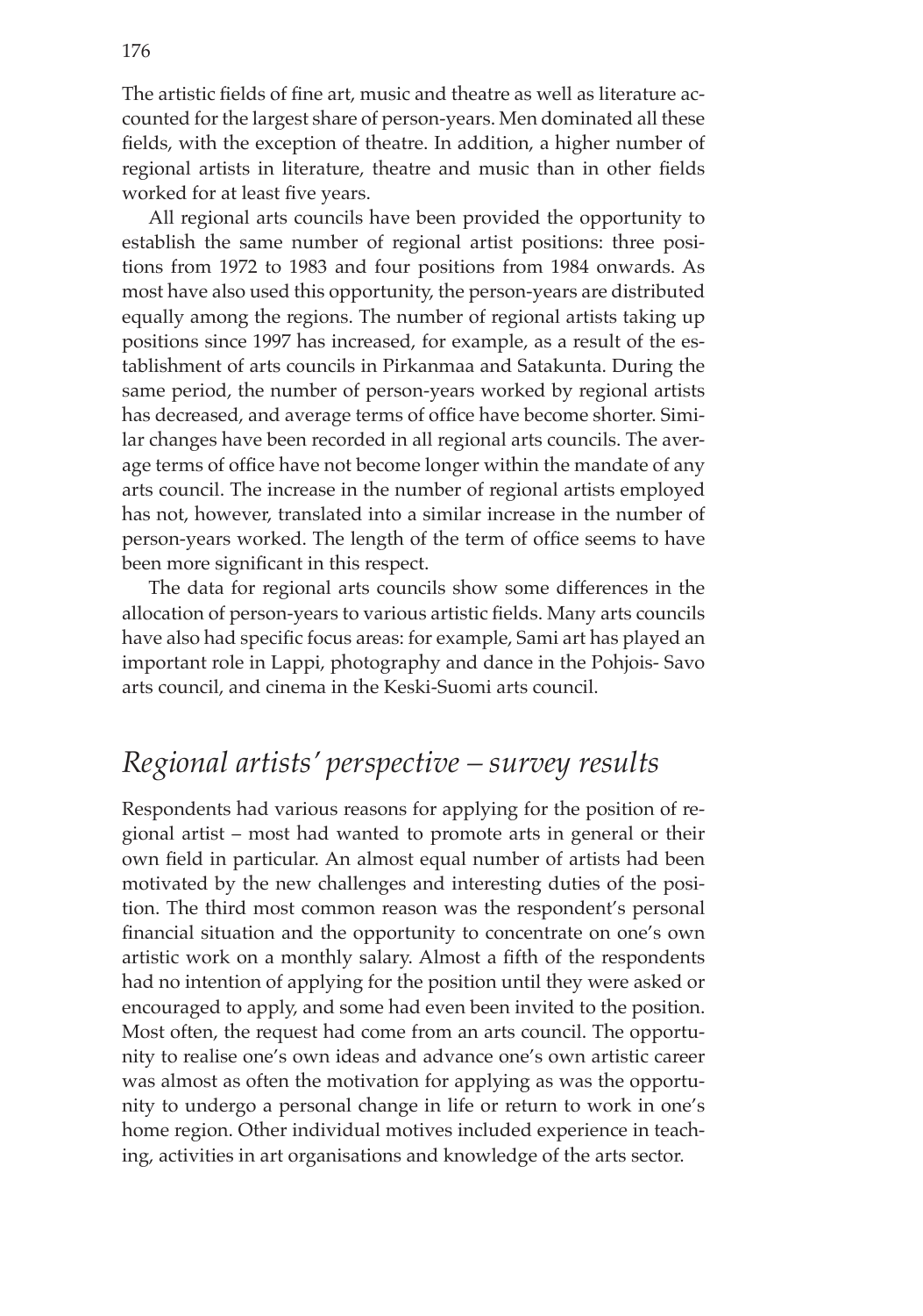The artistic fields of fine art, music and theatre as well as literature accounted for the largest share of person-years. Men dominated all these fields, with the exception of theatre. In addition, a higher number of regional artists in literature, theatre and music than in other fields worked for at least five years.

All regional arts councils have been provided the opportunity to establish the same number of regional artist positions: three positions from 1972 to 1983 and four positions from 1984 onwards. As most have also used this opportunity, the person-years are distributed equally among the regions. The number of regional artists taking up positions since 1997 has increased, for example, as a result of the establishment of arts councils in Pirkanmaa and Satakunta. During the same period, the number of person-years worked by regional artists has decreased, and average terms of office have become shorter. Similar changes have been recorded in all regional arts councils. The average terms of office have not become longer within the mandate of any arts council. The increase in the number of regional artists employed has not, however, translated into a similar increase in the number of person-years worked. The length of the term of office seems to have been more significant in this respect.

The data for regional arts councils show some differences in the allocation of person-years to various artistic fields. Many arts councils have also had specific focus areas: for example, Sami art has played an important role in Lappi, photography and dance in the Pohjois- Savo arts council, and cinema in the Keski-Suomi arts council.

## *Regional artists' perspective – survey results*

Respondents had various reasons for applying for the position of regional artist – most had wanted to promote arts in general or their own field in particular. An almost equal number of artists had been motivated by the new challenges and interesting duties of the position. The third most common reason was the respondent's personal financial situation and the opportunity to concentrate on one's own artistic work on a monthly salary. Almost a fifth of the respondents had no intention of applying for the position until they were asked or encouraged to apply, and some had even been invited to the position. Most often, the request had come from an arts council. The opportunity to realise one's own ideas and advance one's own artistic career was almost as often the motivation for applying as was the opportunity to undergo a personal change in life or return to work in one's home region. Other individual motives included experience in teaching, activities in art organisations and knowledge of the arts sector.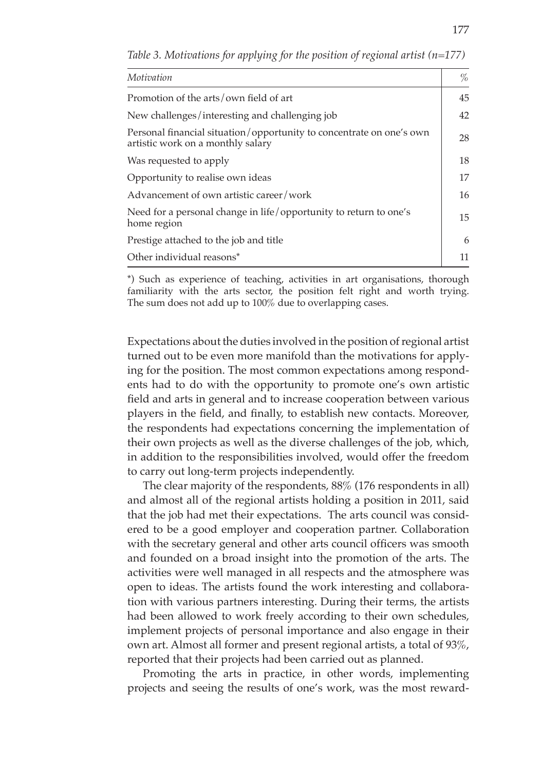*Table 3. Motivations for applying for the position of regional artist (n=177)*

| *Motivation* | % |
|---|---|
| Promotion of the arts/own field of art | 45 |
| New challenges/interesting and challenging job | 42 |
| Personal financial situation/opportunity to concentrate on one's own artistic work on a monthly salary | 28 |
| Was requested to apply | 18 |
| Opportunity to realise own ideas | 17 |
| Advancement of own artistic career/work | 16 |
| Need for a personal change in life/opportunity to return to one's home region | 15 |
| Prestige attached to the job and title | 6 |
| Other individual reasons* | 11 |

*) Such as experience of teaching, activities in art organisations, thorough familiarity with the arts sector, the position felt right and worth trying. The sum does not add up to 100% due to overlapping cases.

Expectations about the duties involved in the position of regional artist turned out to be even more manifold than the motivations for applying for the position. The most common expectations among respondents had to do with the opportunity to promote one's own artistic field and arts in general and to increase cooperation between various players in the field, and finally, to establish new contacts. Moreover, the respondents had expectations concerning the implementation of their own projects as well as the diverse challenges of the job, which, in addition to the responsibilities involved, would offer the freedom to carry out long-term projects independently.

The clear majority of the respondents, 88% (176 respondents in all) and almost all of the regional artists holding a position in 2011, said that the job had met their expectations. The arts council was considered to be a good employer and cooperation partner. Collaboration with the secretary general and other arts council officers was smooth and founded on a broad insight into the promotion of the arts. The activities were well managed in all respects and the atmosphere was open to ideas. The artists found the work interesting and collaboration with various partners interesting. During their terms, the artists had been allowed to work freely according to their own schedules, implement projects of personal importance and also engage in their own art. Almost all former and present regional artists, a total of 93%, reported that their projects had been carried out as planned.

Promoting the arts in practice, in other words, implementing projects and seeing the results of one's work, was the most reward-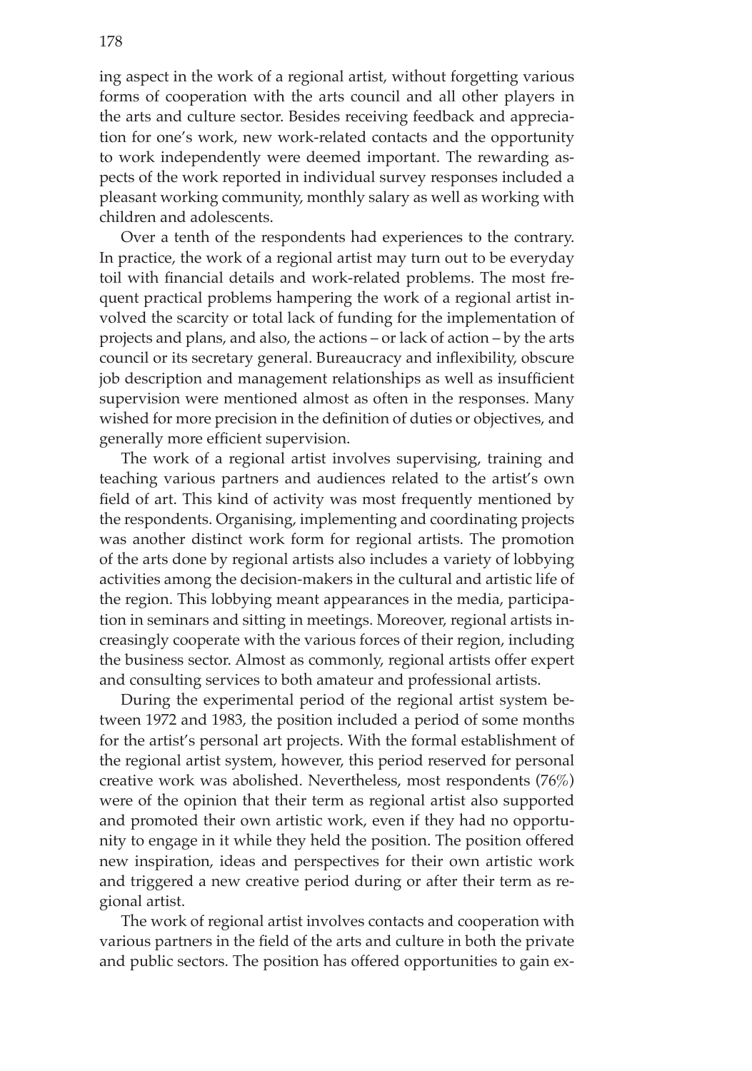ing aspect in the work of a regional artist, without forgetting various forms of cooperation with the arts council and all other players in the arts and culture sector. Besides receiving feedback and appreciation for one's work, new work-related contacts and the opportunity to work independently were deemed important. The rewarding aspects of the work reported in individual survey responses included a pleasant working community, monthly salary as well as working with children and adolescents.

Over a tenth of the respondents had experiences to the contrary. In practice, the work of a regional artist may turn out to be everyday toil with financial details and work-related problems. The most frequent practical problems hampering the work of a regional artist involved the scarcity or total lack of funding for the implementation of projects and plans, and also, the actions – or lack of action – by the arts council or its secretary general. Bureaucracy and inflexibility, obscure job description and management relationships as well as insufficient supervision were mentioned almost as often in the responses. Many wished for more precision in the definition of duties or objectives, and generally more efficient supervision.

The work of a regional artist involves supervising, training and teaching various partners and audiences related to the artist's own field of art. This kind of activity was most frequently mentioned by the respondents. Organising, implementing and coordinating projects was another distinct work form for regional artists. The promotion of the arts done by regional artists also includes a variety of lobbying activities among the decision-makers in the cultural and artistic life of the region. This lobbying meant appearances in the media, participation in seminars and sitting in meetings. Moreover, regional artists increasingly cooperate with the various forces of their region, including the business sector. Almost as commonly, regional artists offer expert and consulting services to both amateur and professional artists.

During the experimental period of the regional artist system between 1972 and 1983, the position included a period of some months for the artist's personal art projects. With the formal establishment of the regional artist system, however, this period reserved for personal creative work was abolished. Nevertheless, most respondents (76%) were of the opinion that their term as regional artist also supported and promoted their own artistic work, even if they had no opportunity to engage in it while they held the position. The position offered new inspiration, ideas and perspectives for their own artistic work and triggered a new creative period during or after their term as regional artist.

The work of regional artist involves contacts and cooperation with various partners in the field of the arts and culture in both the private and public sectors. The position has offered opportunities to gain ex-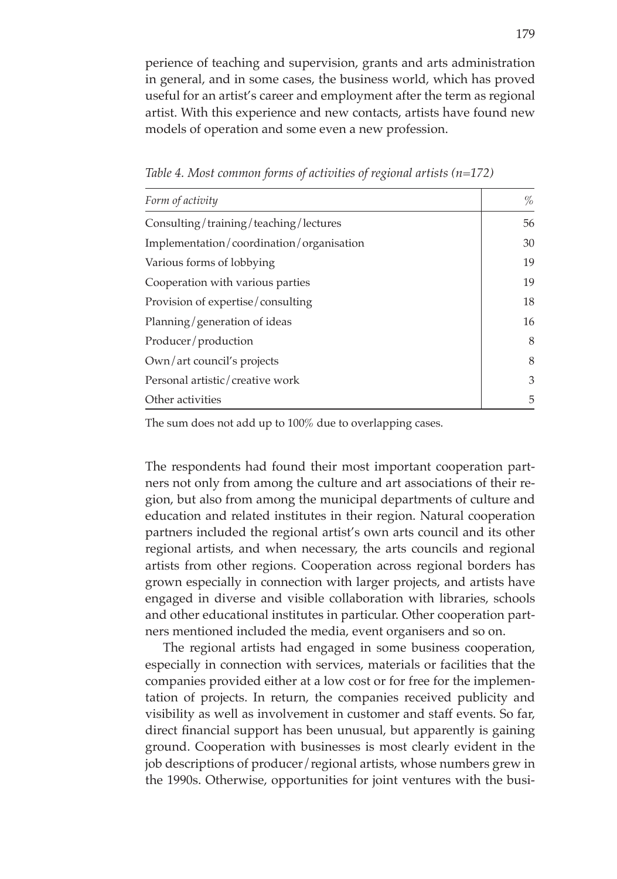perience of teaching and supervision, grants and arts administration in general, and in some cases, the business world, which has proved useful for an artist's career and employment after the term as regional artist. With this experience and new contacts, artists have found new models of operation and some even a new profession.

*Table 4. Most common forms of activities of regional artists (n=172)*

| *Form of activity* | *%* |
|---|---|
| Consulting/training/teaching/lectures | 56 |
| Implementation/coordination/organisation | 30 |
| Various forms of lobbying | 19 |
| Cooperation with various parties | 19 |
| Provision of expertise/consulting | 18 |
| Planning/generation of ideas | 16 |
| Producer/production | 8 |
| Own/art council's projects | 8 |
| Personal artistic/creative work | 3 |
| Other activities | 5 |

The sum does not add up to 100% due to overlapping cases.

The respondents had found their most important cooperation partners not only from among the culture and art associations of their region, but also from among the municipal departments of culture and education and related institutes in their region. Natural cooperation partners included the regional artist's own arts council and its other regional artists, and when necessary, the arts councils and regional artists from other regions. Cooperation across regional borders has grown especially in connection with larger projects, and artists have engaged in diverse and visible collaboration with libraries, schools and other educational institutes in particular. Other cooperation partners mentioned included the media, event organisers and so on.

The regional artists had engaged in some business cooperation, especially in connection with services, materials or facilities that the companies provided either at a low cost or for free for the implementation of projects. In return, the companies received publicity and visibility as well as involvement in customer and staff events. So far, direct financial support has been unusual, but apparently is gaining ground. Cooperation with businesses is most clearly evident in the job descriptions of producer/regional artists, whose numbers grew in the 1990s. Otherwise, opportunities for joint ventures with the busi-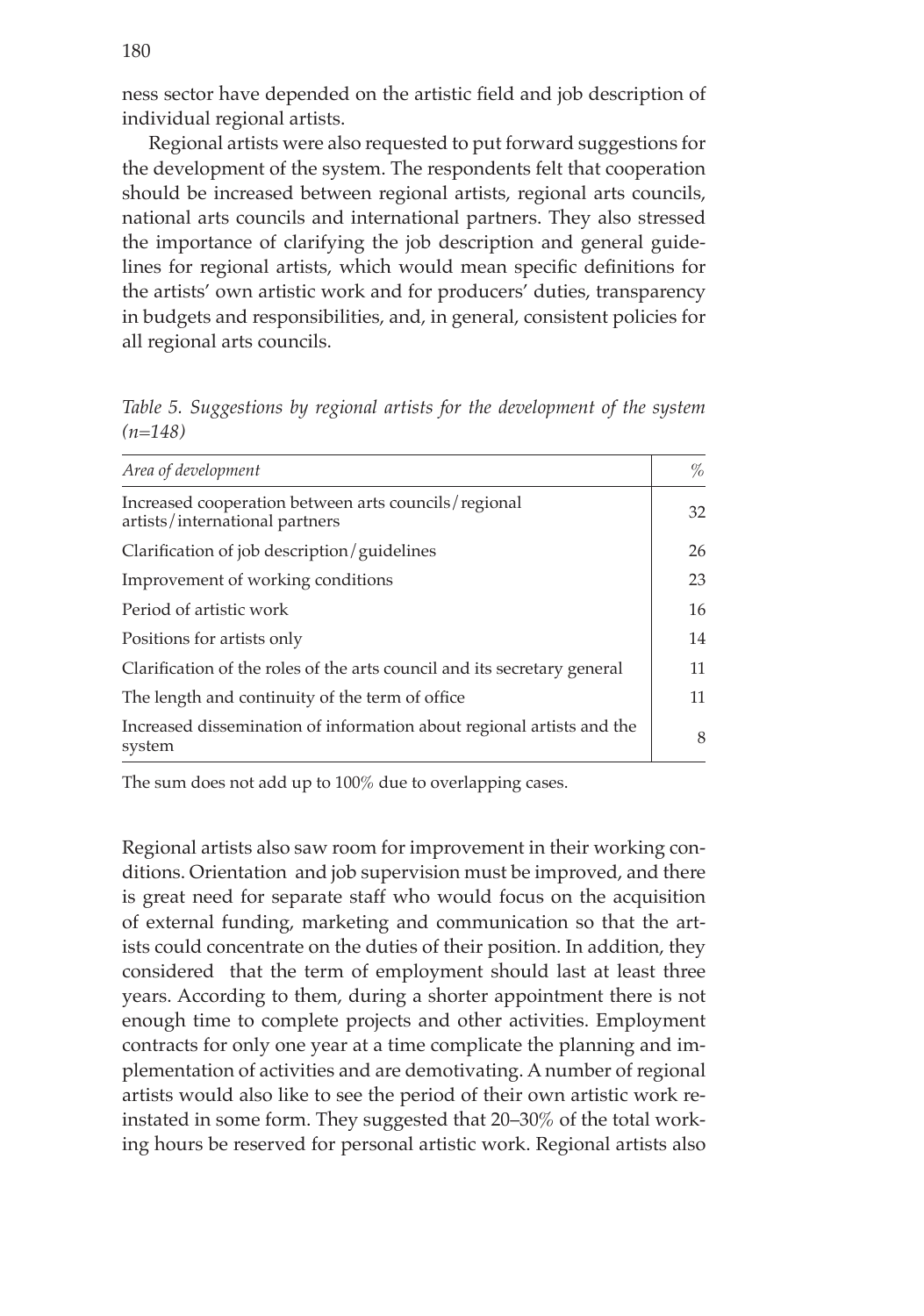ness sector have depended on the artistic field and job description of individual regional artists.

Regional artists were also requested to put forward suggestions for the development of the system. The respondents felt that cooperation should be increased between regional artists, regional arts councils, national arts councils and international partners. They also stressed the importance of clarifying the job description and general guidelines for regional artists, which would mean specific definitions for the artists' own artistic work and for producers' duties, transparency in budgets and responsibilities, and, in general, consistent policies for all regional arts councils.

*Table 5. Suggestions by regional artists for the development of the system (n=148)*

| *Area of development* | *%* |
|---|---|
| Increased cooperation between arts councils/regional artists/international partners | 32 |
| Clarification of job description/guidelines | 26 |
| Improvement of working conditions | 23 |
| Period of artistic work | 16 |
| Positions for artists only | 14 |
| Clarification of the roles of the arts council and its secretary general | 11 |
| The length and continuity of the term of office | 11 |
| Increased dissemination of information about regional artists and the system | 8 |

The sum does not add up to 100% due to overlapping cases.

Regional artists also saw room for improvement in their working conditions. Orientation and job supervision must be improved, and there is great need for separate staff who would focus on the acquisition of external funding, marketing and communication so that the artists could concentrate on the duties of their position. In addition, they considered that the term of employment should last at least three years. According to them, during a shorter appointment there is not enough time to complete projects and other activities. Employment contracts for only one year at a time complicate the planning and implementation of activities and are demotivating. A number of regional artists would also like to see the period of their own artistic work reinstated in some form. They suggested that 20–30% of the total working hours be reserved for personal artistic work. Regional artists also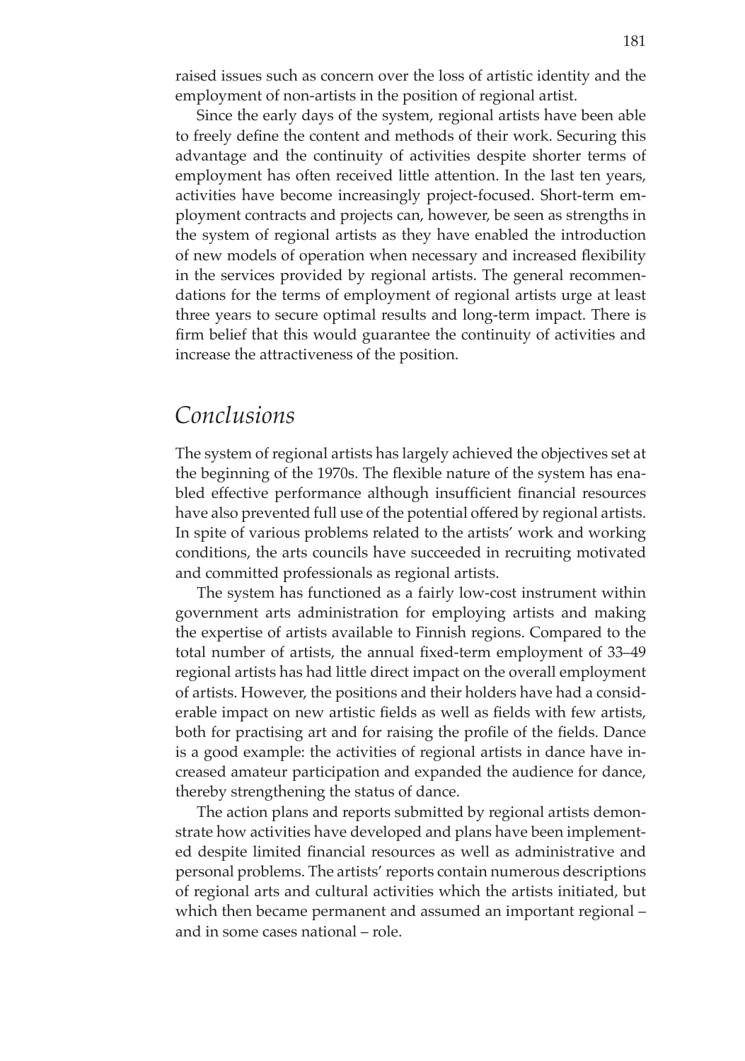raised issues such as concern over the loss of artistic identity and the employment of non-artists in the position of regional artist.

Since the early days of the system, regional artists have been able to freely define the content and methods of their work. Securing this advantage and the continuity of activities despite shorter terms of employment has often received little attention. In the last ten years, activities have become increasingly project-focused. Short-term employment contracts and projects can, however, be seen as strengths in the system of regional artists as they have enabled the introduction of new models of operation when necessary and increased flexibility in the services provided by regional artists. The general recommendations for the terms of employment of regional artists urge at least three years to secure optimal results and long-term impact. There is firm belief that this would guarantee the continuity of activities and increase the attractiveness of the position.

## *Conclusions*

The system of regional artists has largely achieved the objectives set at the beginning of the 1970s. The flexible nature of the system has enabled effective performance although insufficient financial resources have also prevented full use of the potential offered by regional artists. In spite of various problems related to the artists' work and working conditions, the arts councils have succeeded in recruiting motivated and committed professionals as regional artists.

The system has functioned as a fairly low-cost instrument within government arts administration for employing artists and making the expertise of artists available to Finnish regions. Compared to the total number of artists, the annual fixed-term employment of 33–49 regional artists has had little direct impact on the overall employment of artists. However, the positions and their holders have had a considerable impact on new artistic fields as well as fields with few artists, both for practising art and for raising the profile of the fields. Dance is a good example: the activities of regional artists in dance have increased amateur participation and expanded the audience for dance, thereby strengthening the status of dance.

The action plans and reports submitted by regional artists demonstrate how activities have developed and plans have been implemented despite limited financial resources as well as administrative and personal problems. The artists' reports contain numerous descriptions of regional arts and cultural activities which the artists initiated, but which then became permanent and assumed an important regional – and in some cases national – role.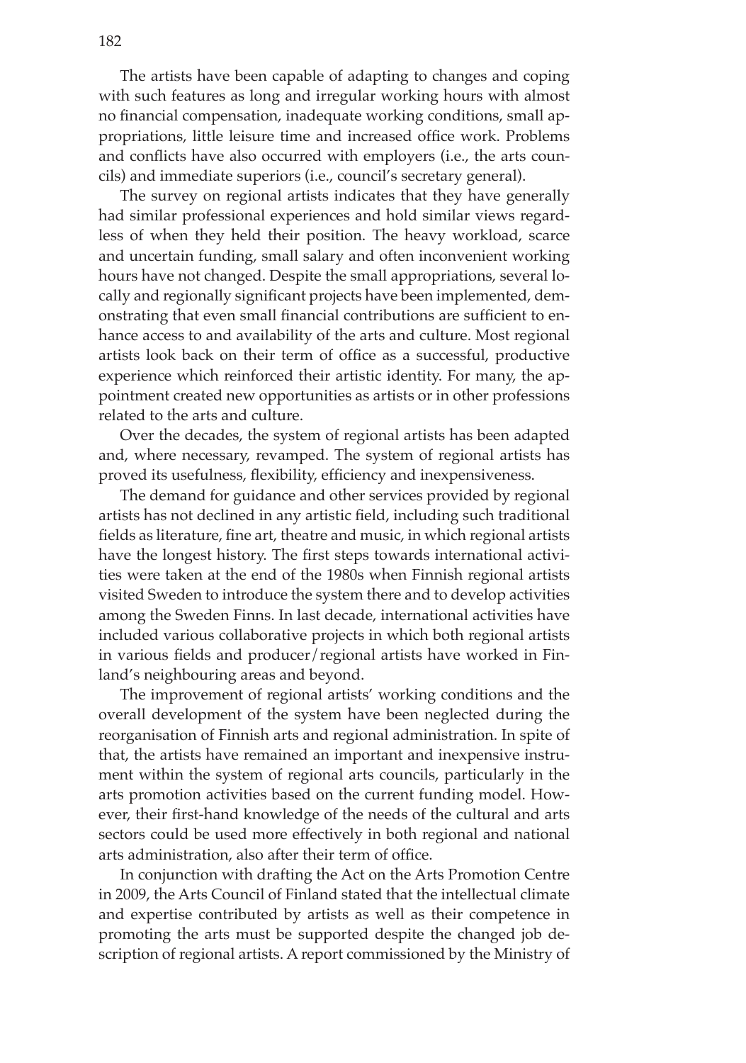The artists have been capable of adapting to changes and coping with such features as long and irregular working hours with almost no financial compensation, inadequate working conditions, small appropriations, little leisure time and increased office work. Problems and conflicts have also occurred with employers (i.e., the arts councils) and immediate superiors (i.e., council's secretary general).

The survey on regional artists indicates that they have generally had similar professional experiences and hold similar views regardless of when they held their position. The heavy workload, scarce and uncertain funding, small salary and often inconvenient working hours have not changed. Despite the small appropriations, several locally and regionally significant projects have been implemented, demonstrating that even small financial contributions are sufficient to enhance access to and availability of the arts and culture. Most regional artists look back on their term of office as a successful, productive experience which reinforced their artistic identity. For many, the appointment created new opportunities as artists or in other professions related to the arts and culture.

Over the decades, the system of regional artists has been adapted and, where necessary, revamped. The system of regional artists has proved its usefulness, flexibility, efficiency and inexpensiveness.

The demand for guidance and other services provided by regional artists has not declined in any artistic field, including such traditional fields as literature, fine art, theatre and music, in which regional artists have the longest history. The first steps towards international activities were taken at the end of the 1980s when Finnish regional artists visited Sweden to introduce the system there and to develop activities among the Sweden Finns. In last decade, international activities have included various collaborative projects in which both regional artists in various fields and producer/regional artists have worked in Finland's neighbouring areas and beyond.

The improvement of regional artists' working conditions and the overall development of the system have been neglected during the reorganisation of Finnish arts and regional administration. In spite of that, the artists have remained an important and inexpensive instrument within the system of regional arts councils, particularly in the arts promotion activities based on the current funding model. However, their first-hand knowledge of the needs of the cultural and arts sectors could be used more effectively in both regional and national arts administration, also after their term of office.

In conjunction with drafting the Act on the Arts Promotion Centre in 2009, the Arts Council of Finland stated that the intellectual climate and expertise contributed by artists as well as their competence in promoting the arts must be supported despite the changed job description of regional artists. A report commissioned by the Ministry of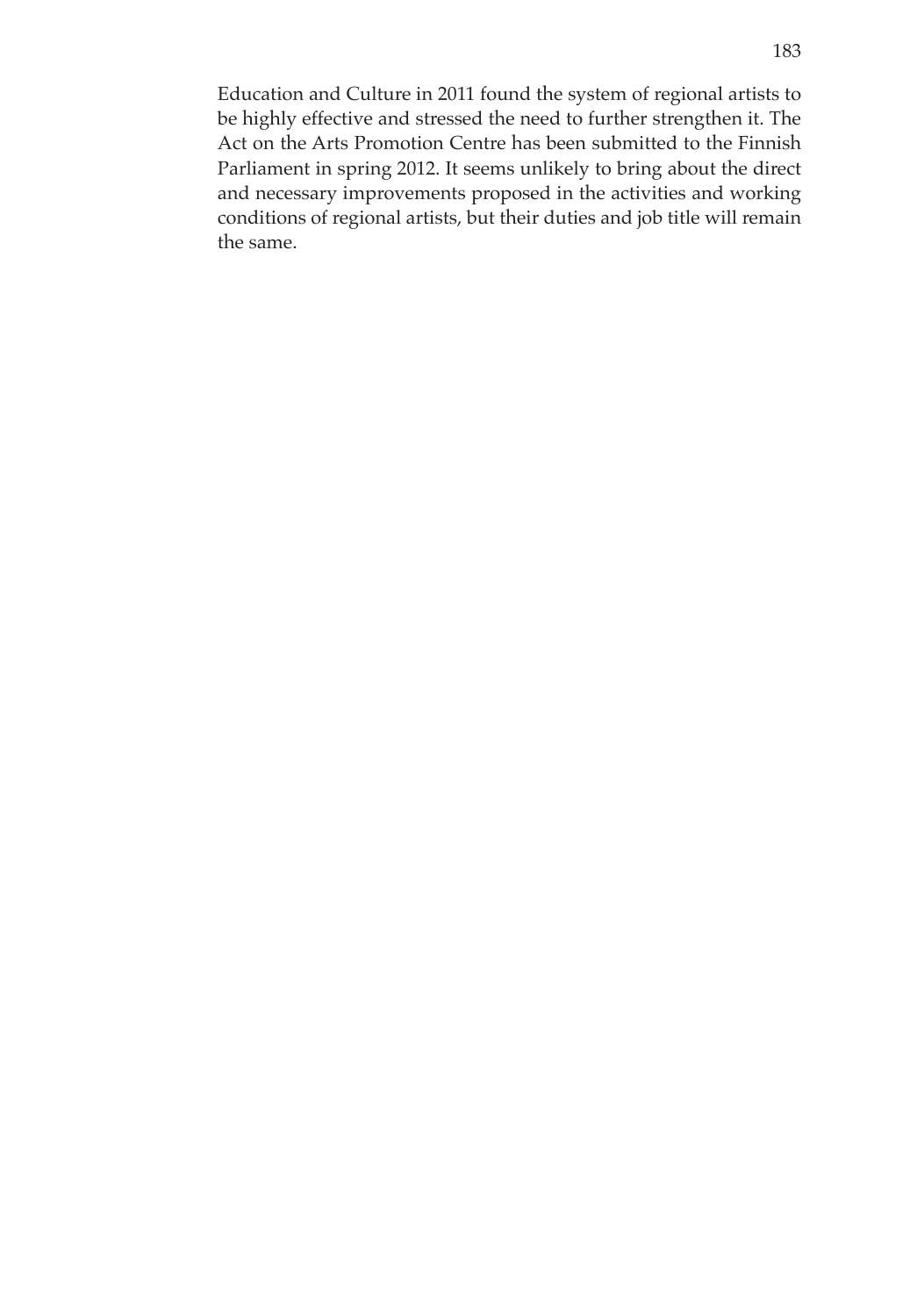Education and Culture in 2011 found the system of regional artists to be highly effective and stressed the need to further strengthen it. The Act on the Arts Promotion Centre has been submitted to the Finnish Parliament in spring 2012. It seems unlikely to bring about the direct and necessary improvements proposed in the activities and working conditions of regional artists, but their duties and job title will remain the same.